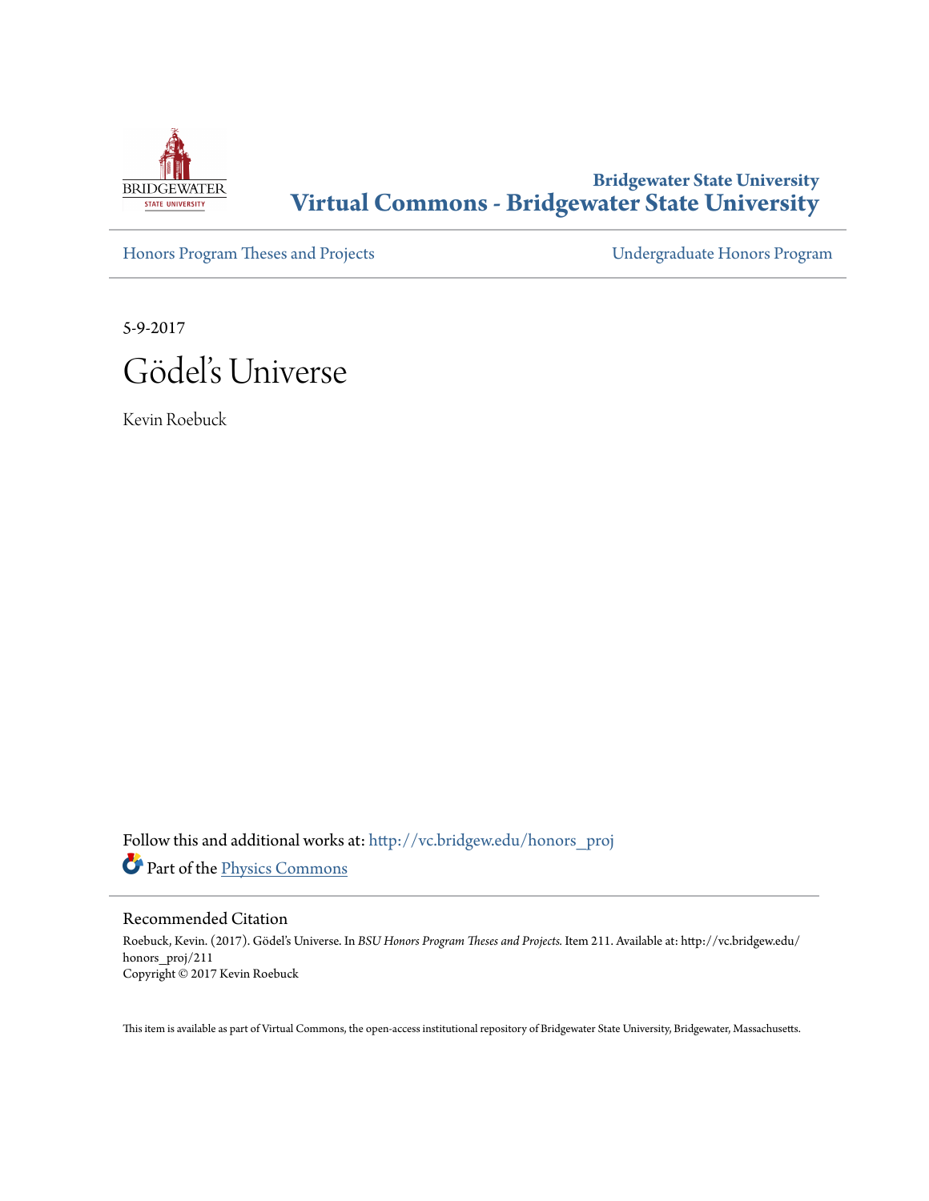Bridgewater State University

# Virtual Commons - Bridgewater State University

Honors Program Theses and Projects

Undergraduate Honors Program

5-9-2017

# Gödel's Universe

Kevin Roebuck

Follow this and additional works at: http://vc.bridgew.edu/honors_proj

Part of the Physics Commons

## Recommended Citation

Roebuck, Kevin. (2017). Gödel's Universe. In *BSU Honors Program Theses and Projects*. Item 211. Available at: http://vc.bridgew.edu/honors_proj/211

Copyright © 2017 Kevin Roebuck

This item is available as part of Virtual Commons, the open-access institutional repository of Bridgewater State University, Bridgewater, Massachusetts.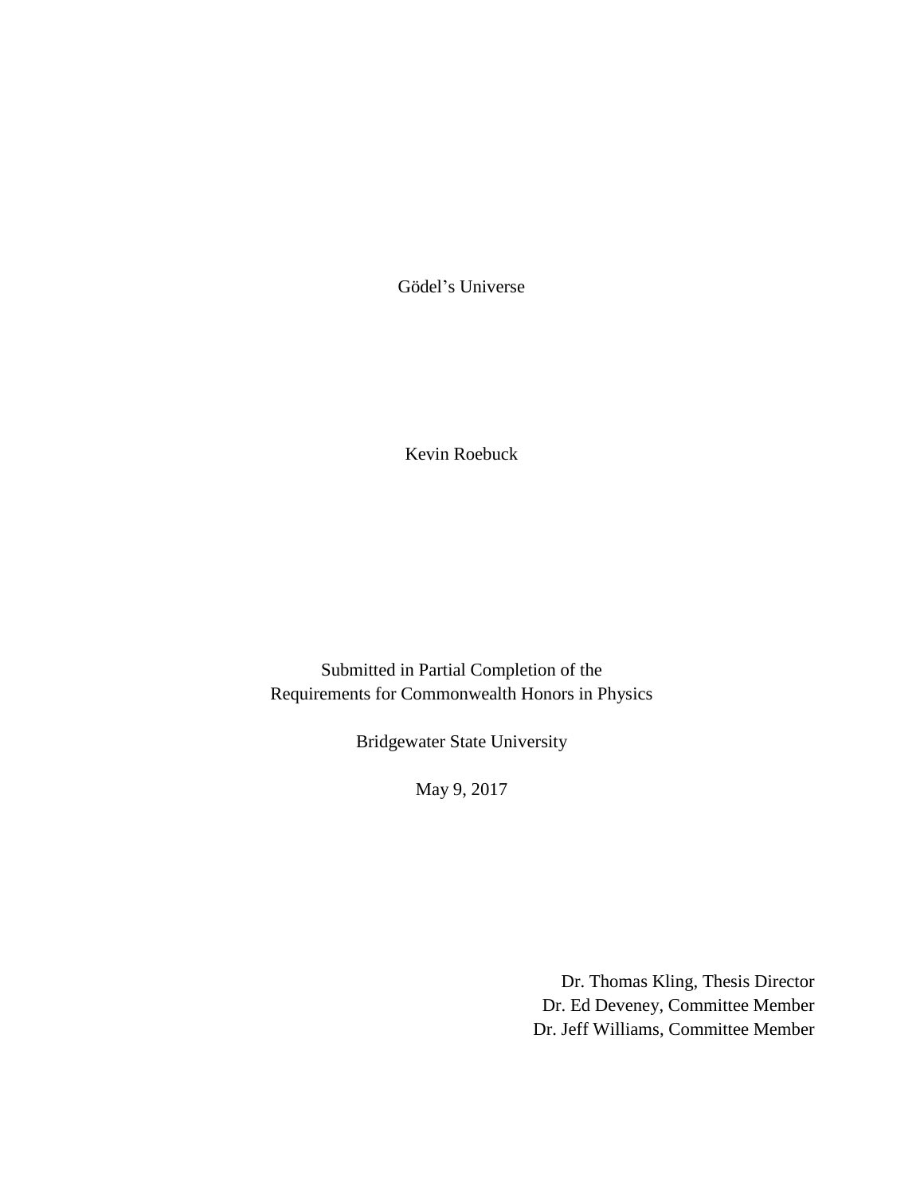# Gödel's Universe

Kevin Roebuck

Submitted in Partial Completion of the
Requirements for Commonwealth Honors in Physics

Bridgewater State University

May 9, 2017

Dr. Thomas Kling, Thesis Director
Dr. Ed Deveney, Committee Member
Dr. Jeff Williams, Committee Member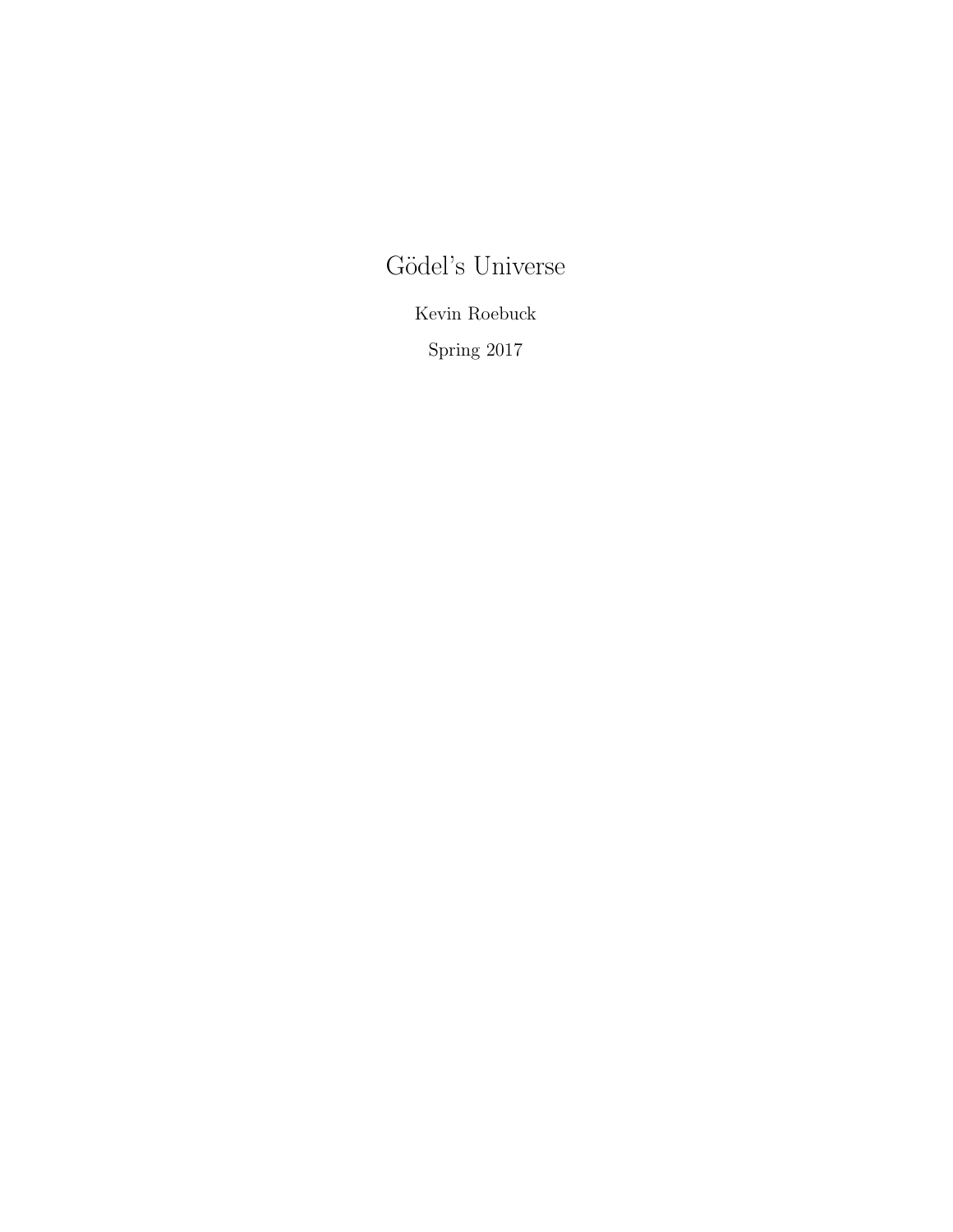# Gödel's Universe

Kevin Roebuck

Spring 2017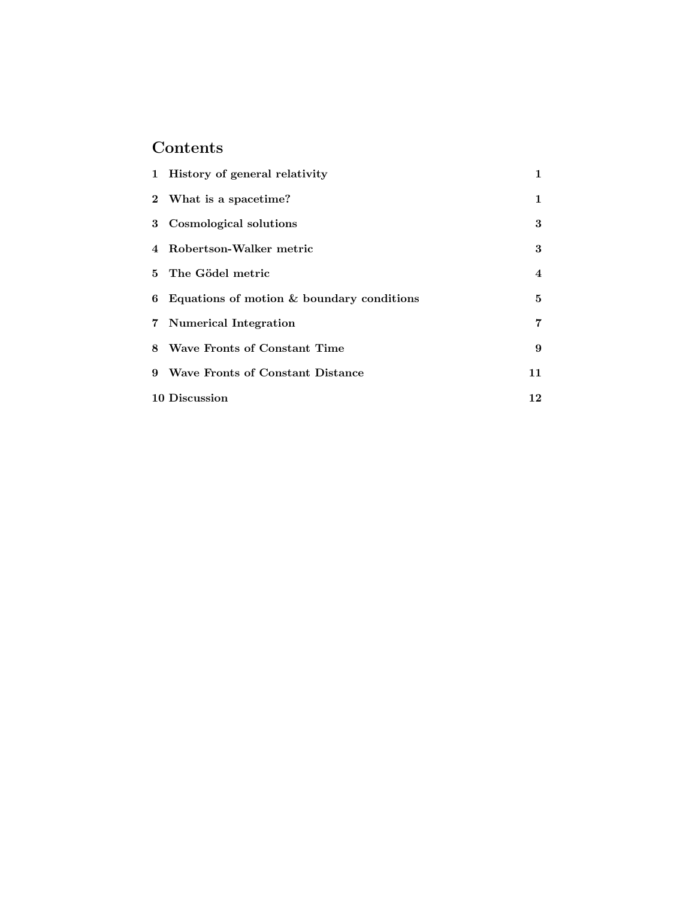## Contents

| | | |
|---|---|---|
| 1 | History of general relativity | 1 |
| 2 | What is a spacetime? | 1 |
| 3 | Cosmological solutions | 3 |
| 4 | Robertson-Walker metric | 3 |
| 5 | The Gödel metric | 4 |
| 6 | Equations of motion & boundary conditions | 5 |
| 7 | Numerical Integration | 7 |
| 8 | Wave Fronts of Constant Time | 9 |
| 9 | Wave Fronts of Constant Distance | 11 |
| 10 | Discussion | 12 |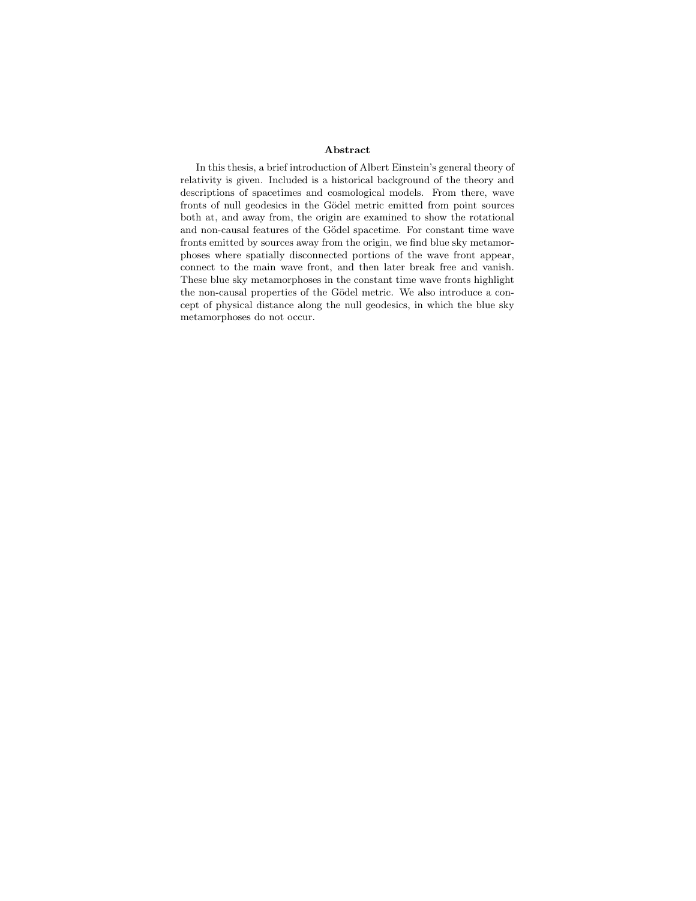## Abstract

In this thesis, a brief introduction of Albert Einstein's general theory of relativity is given. Included is a historical background of the theory and descriptions of spacetimes and cosmological models. From there, wave fronts of null geodesics in the Gödel metric emitted from point sources both at, and away from, the origin are examined to show the rotational and non-causal features of the Gödel spacetime. For constant time wave fronts emitted by sources away from the origin, we find blue sky metamorphoses where spatially disconnected portions of the wave front appear, connect to the main wave front, and then later break free and vanish. These blue sky metamorphoses in the constant time wave fronts highlight the non-causal properties of the Gödel metric. We also introduce a concept of physical distance along the null geodesics, in which the blue sky metamorphoses do not occur.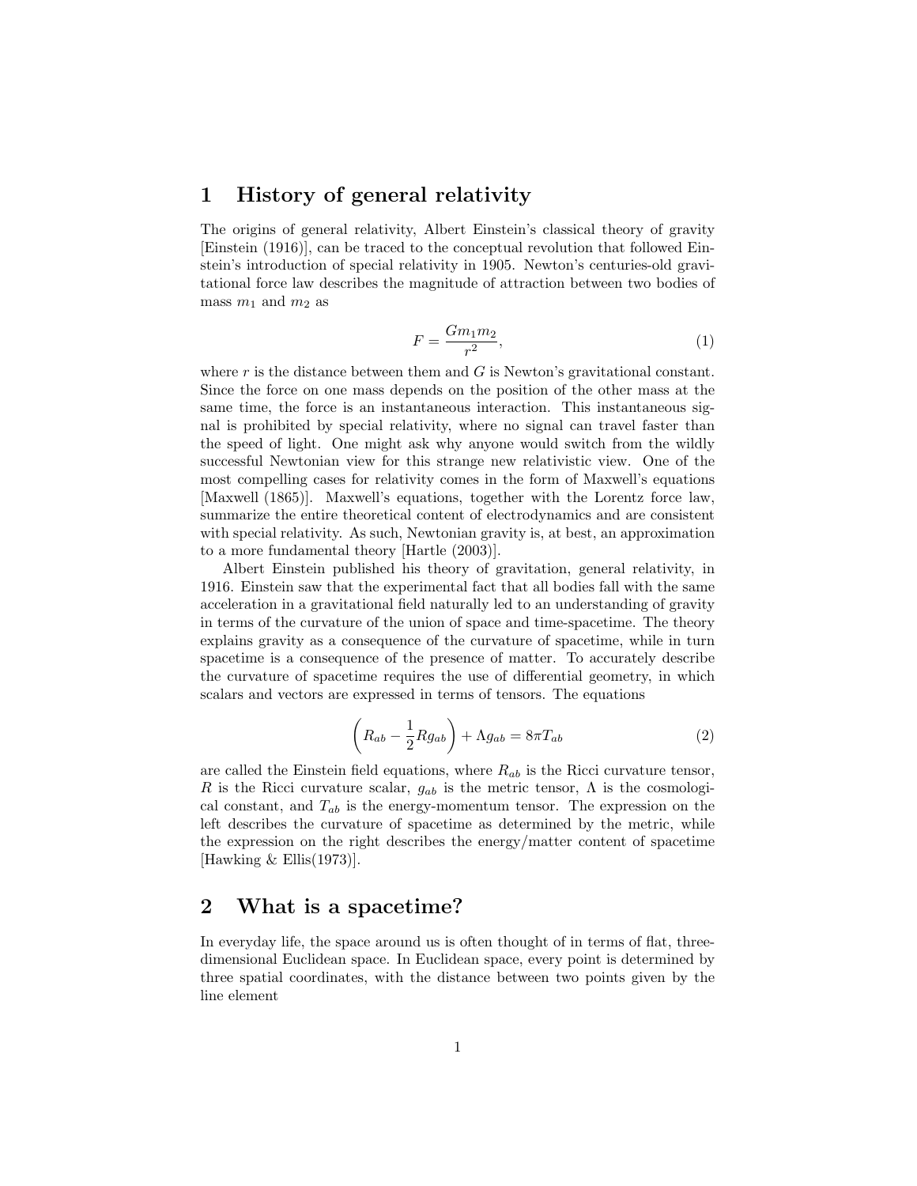# 1 History of general relativity

The origins of general relativity, Albert Einstein's classical theory of gravity [Einstein (1916)], can be traced to the conceptual revolution that followed Einstein's introduction of special relativity in 1905. Newton's centuries-old gravitational force law describes the magnitude of attraction between two bodies of mass $m_1$ and $m_2$ as

$$F = \frac{Gm_1 m_2}{r^2}, \tag{1}$$

where $r$ is the distance between them and $G$ is Newton's gravitational constant. Since the force on one mass depends on the position of the other mass at the same time, the force is an instantaneous interaction. This instantaneous signal is prohibited by special relativity, where no signal can travel faster than the speed of light. One might ask why anyone would switch from the wildly successful Newtonian view for this strange new relativistic view. One of the most compelling cases for relativity comes in the form of Maxwell's equations [Maxwell (1865)]. Maxwell's equations, together with the Lorentz force law, summarize the entire theoretical content of electrodynamics and are consistent with special relativity. As such, Newtonian gravity is, at best, an approximation to a more fundamental theory [Hartle (2003)].

Albert Einstein published his theory of gravitation, general relativity, in 1916. Einstein saw that the experimental fact that all bodies fall with the same acceleration in a gravitational field naturally led to an understanding of gravity in terms of the curvature of the union of space and time-spacetime. The theory explains gravity as a consequence of the curvature of spacetime, while in turn spacetime is a consequence of the presence of matter. To accurately describe the curvature of spacetime requires the use of differential geometry, in which scalars and vectors are expressed in terms of tensors. The equations

$$\left(R_{ab} - \frac{1}{2}Rg_{ab}\right) + \Lambda g_{ab} = 8\pi T_{ab} \tag{2}$$

are called the Einstein field equations, where $R_{ab}$ is the Ricci curvature tensor, $R$ is the Ricci curvature scalar, $g_{ab}$ is the metric tensor, $\Lambda$ is the cosmological constant, and $T_{ab}$ is the energy-momentum tensor. The expression on the left describes the curvature of spacetime as determined by the metric, while the expression on the right describes the energy/matter content of spacetime [Hawking & Ellis(1973)].

# 2 What is a spacetime?

In everyday life, the space around us is often thought of in terms of flat, three-dimensional Euclidean space. In Euclidean space, every point is determined by three spatial coordinates, with the distance between two points given by the line element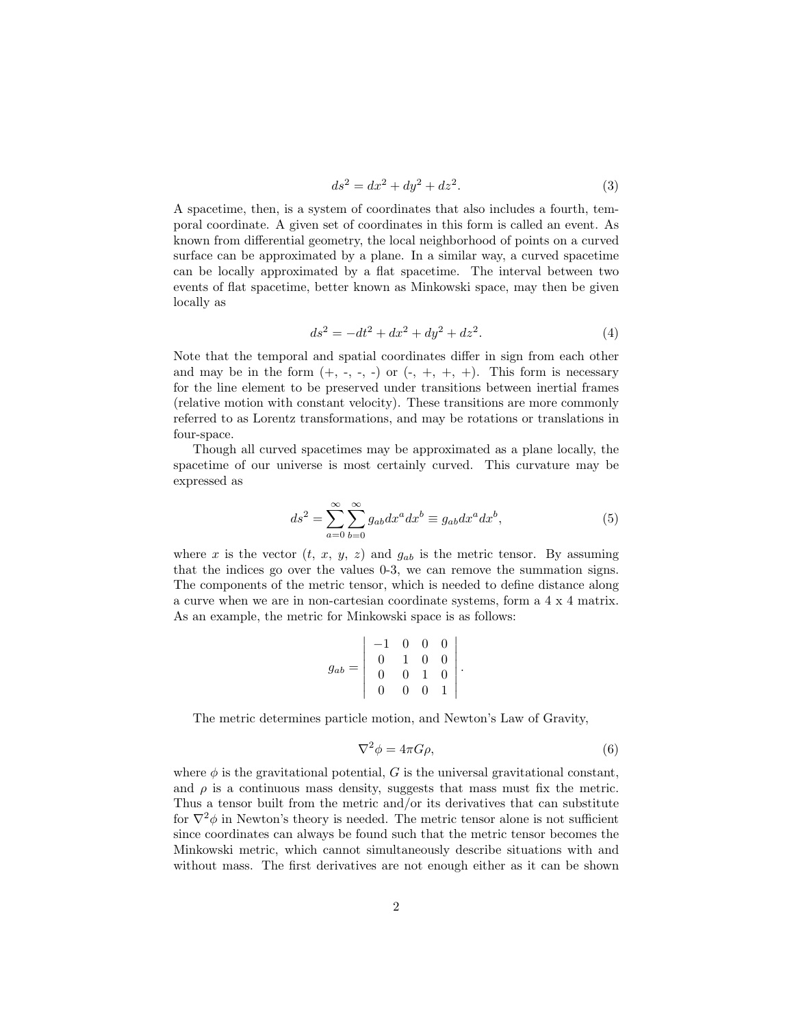$$ds^2 = dx^2 + dy^2 + dz^2. \tag{3}$$

A spacetime, then, is a system of coordinates that also includes a fourth, temporal coordinate. A given set of coordinates in this form is called an event. As known from differential geometry, the local neighborhood of points on a curved surface can be approximated by a plane. In a similar way, a curved spacetime can be locally approximated by a flat spacetime. The interval between two events of flat spacetime, better known as Minkowski space, may then be given locally as

$$ds^2 = -dt^2 + dx^2 + dy^2 + dz^2. \tag{4}$$

Note that the temporal and spatial coordinates differ in sign from each other and may be in the form (+, -, -, -) or (-, +, +, +). This form is necessary for the line element to be preserved under transitions between inertial frames (relative motion with constant velocity). These transitions are more commonly referred to as Lorentz transformations, and may be rotations or translations in four-space.

Though all curved spacetimes may be approximated as a plane locally, the spacetime of our universe is most certainly curved. This curvature may be expressed as

$$ds^2 = \sum_{a=0}^{\infty} \sum_{b=0}^{\infty} g_{ab} dx^a dx^b \equiv g_{ab} dx^a dx^b, \tag{5}$$

where $x$ is the vector ($t$, $x$, $y$, $z$) and $g_{ab}$ is the metric tensor. By assuming that the indices go over the values 0-3, we can remove the summation signs. The components of the metric tensor, which is needed to define distance along a curve when we are in non-cartesian coordinate systems, form a 4 x 4 matrix. As an example, the metric for Minkowski space is as follows:

$$g_{ab} = \begin{vmatrix} -1 & 0 & 0 & 0 \\ 0 & 1 & 0 & 0 \\ 0 & 0 & 1 & 0 \\ 0 & 0 & 0 & 1 \end{vmatrix}.$$

The metric determines particle motion, and Newton's Law of Gravity,

$$\nabla^2 \phi = 4\pi G \rho, \tag{6}$$

where $\phi$ is the gravitational potential, $G$ is the universal gravitational constant, and $\rho$ is a continuous mass density, suggests that mass must fix the metric. Thus a tensor built from the metric and/or its derivatives that can substitute for $\nabla^2 \phi$ in Newton's theory is needed. The metric tensor alone is not sufficient since coordinates can always be found such that the metric tensor becomes the Minkowski metric, which cannot simultaneously describe situations with and without mass. The first derivatives are not enough either as it can be shown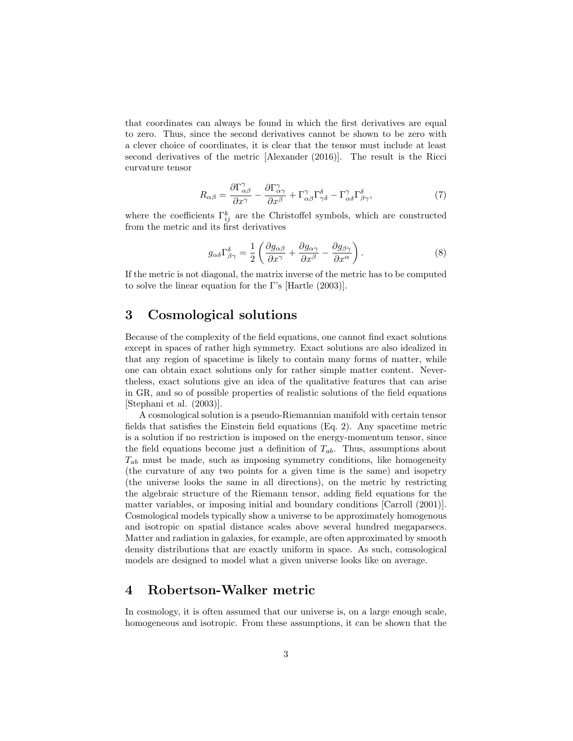that coordinates can always be found in which the first derivatives are equal to zero. Thus, since the second derivatives cannot be shown to be zero with a clever choice of coordinates, it is clear that the tensor must include at least second derivatives of the metric [Alexander (2016)]. The result is the Ricci curvature tensor

$$R_{\alpha\beta} = \frac{\partial \Gamma^{\gamma}_{\alpha\beta}}{\partial x^{\gamma}} - \frac{\partial \Gamma^{\gamma}_{\alpha\gamma}}{\partial x^{\beta}} + \Gamma^{\gamma}_{\alpha\beta}\Gamma^{\delta}_{\gamma\delta} - \Gamma^{\gamma}_{\alpha\delta}\Gamma^{\delta}_{\beta\gamma}, \tag{7}$$

where the coefficients $\Gamma^{k}_{ij}$ are the Christoffel symbols, which are constructed from the metric and its first derivatives

$$g_{\alpha\delta}\Gamma^{\delta}_{\beta\gamma} = \frac{1}{2}\left(\frac{\partial g_{\alpha\beta}}{\partial x^{\gamma}} + \frac{\partial g_{\alpha\gamma}}{\partial x^{\beta}} - \frac{\partial g_{\beta\gamma}}{\partial x^{\alpha}}\right). \tag{8}$$

If the metric is not diagonal, the matrix inverse of the metric has to be computed to solve the linear equation for the Γ's [Hartle (2003)].

# 3 Cosmological solutions

Because of the complexity of the field equations, one cannot find exact solutions except in spaces of rather high symmetry. Exact solutions are also idealized in that any region of spacetime is likely to contain many forms of matter, while one can obtain exact solutions only for rather simple matter content. Nevertheless, exact solutions give an idea of the qualitative features that can arise in GR, and so of possible properties of realistic solutions of the field equations [Stephani et al. (2003)].

A cosmological solution is a pseudo-Riemannian manifold with certain tensor fields that satisfies the Einstein field equations (Eq. 2). Any spacetime metric is a solution if no restriction is imposed on the energy-momentum tensor, since the field equations become just a definition of $T_{ab}$. Thus, assumptions about $T_{ab}$ must be made, such as imposing symmetry conditions, like homogeneity (the curvature of any two points for a given time is the same) and isopetry (the universe looks the same in all directions), on the metric by restricting the algebraic structure of the Riemann tensor, adding field equations for the matter variables, or imposing initial and boundary conditions [Carroll (2001)]. Cosmological models typically show a universe to be approximately homogenous and isotropic on spatial distance scales above several hundred megaparsecs. Matter and radiation in galaxies, for example, are often approximated by smooth density distributions that are exactly uniform in space. As such, comsological models are designed to model what a given universe looks like on average.

# 4 Robertson-Walker metric

In cosmology, it is often assumed that our universe is, on a large enough scale, homogeneous and isotropic. From these assumptions, it can be shown that the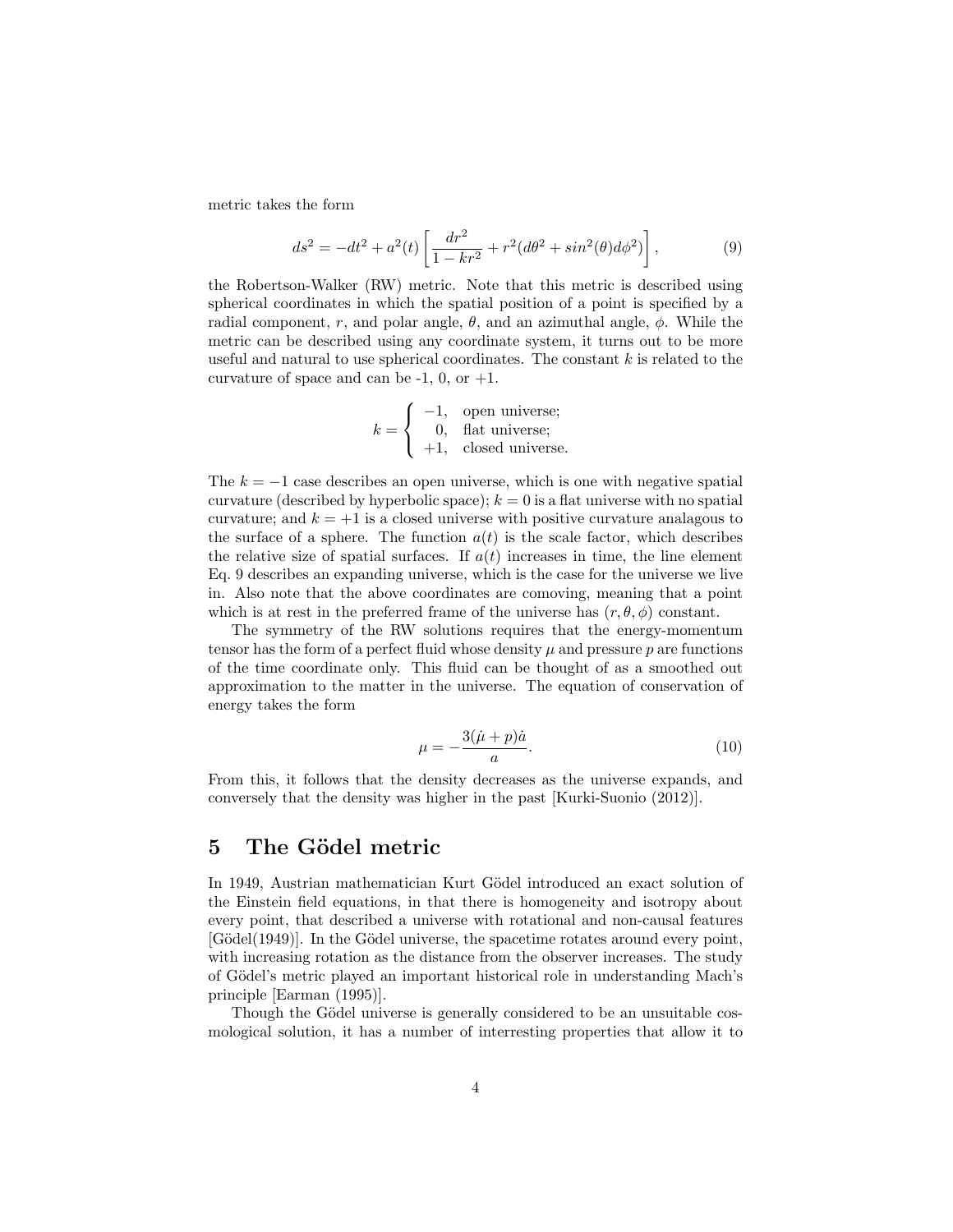metric takes the form

$$ds^2 = -dt^2 + a^2(t)\left[\frac{dr^2}{1-kr^2} + r^2(d\theta^2 + sin^2(\theta)d\phi^2)\right], \tag{9}$$

the Robertson-Walker (RW) metric. Note that this metric is described using spherical coordinates in which the spatial position of a point is specified by a radial component, $r$, and polar angle, $\theta$, and an azimuthal angle, $\phi$. While the metric can be described using any coordinate system, it turns out to be more useful and natural to use spherical coordinates. The constant $k$ is related to the curvature of space and can be -1, 0, or +1.

$$k = \begin{cases} -1, & \text{open universe;} \\ 0, & \text{flat universe;} \\ +1, & \text{closed universe.} \end{cases}$$

The $k = -1$ case describes an open universe, which is one with negative spatial curvature (described by hyperbolic space); $k = 0$ is a flat universe with no spatial curvature; and $k = +1$ is a closed universe with positive curvature analagous to the surface of a sphere. The function $a(t)$ is the scale factor, which describes the relative size of spatial surfaces. If $a(t)$ increases in time, the line element Eq. 9 describes an expanding universe, which is the case for the universe we live in. Also note that the above coordinates are comoving, meaning that a point which is at rest in the preferred frame of the universe has $(r, \theta, \phi)$ constant.

The symmetry of the RW solutions requires that the energy-momentum tensor has the form of a perfect fluid whose density $\mu$ and pressure $p$ are functions of the time coordinate only. This fluid can be thought of as a smoothed out approximation to the matter in the universe. The equation of conservation of energy takes the form

$$\mu = -\frac{3(\dot{\mu} + p)\dot{a}}{a}. \tag{10}$$

From this, it follows that the density decreases as the universe expands, and conversely that the density was higher in the past [Kurki-Suonio (2012)].

## 5 The Gödel metric

In 1949, Austrian mathematician Kurt Gödel introduced an exact solution of the Einstein field equations, in that there is homogeneity and isotropy about every point, that described a universe with rotational and non-causal features [Gödel(1949)]. In the Gödel universe, the spacetime rotates around every point, with increasing rotation as the distance from the observer increases. The study of Gödel's metric played an important historical role in understanding Mach's principle [Earman (1995)].

Though the Gödel universe is generally considered to be an unsuitable cosmological solution, it has a number of interresting properties that allow it to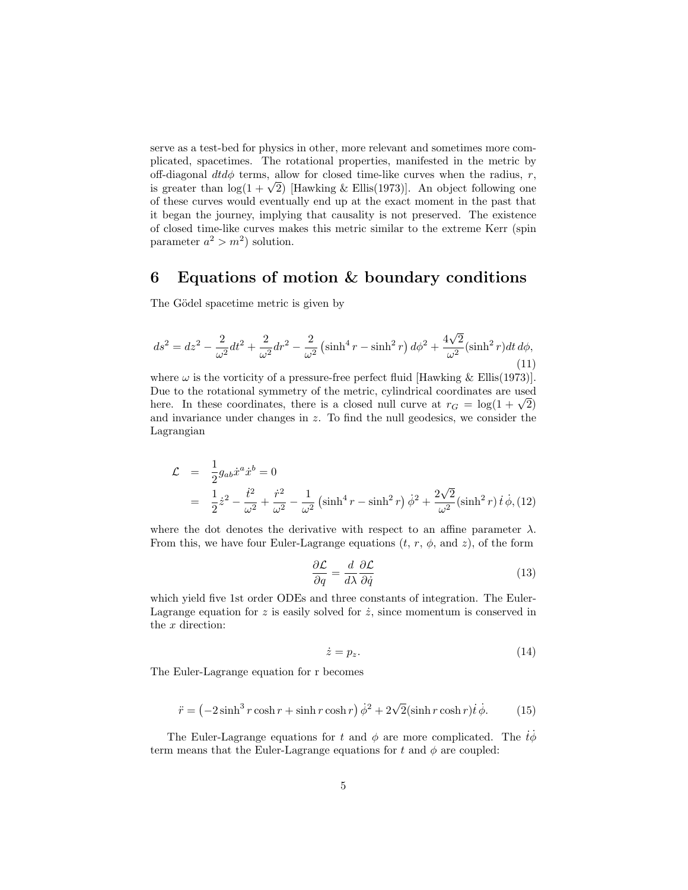serve as a test-bed for physics in other, more relevant and sometimes more complicated, spacetimes. The rotational properties, manifested in the metric by off-diagonal $dtd\phi$ terms, allow for closed time-like curves when the radius, $r$, is greater than $\log(1+\sqrt{2})$ [Hawking & Ellis(1973)]. An object following one of these curves would eventually end up at the exact moment in the past that it began the journey, implying that causality is not preserved. The existence of closed time-like curves makes this metric similar to the extreme Kerr (spin parameter $a^2 > m^2$) solution.

## 6 Equations of motion & boundary conditions

The Gödel spacetime metric is given by

$$ds^2 = dz^2 - \frac{2}{\omega^2}dt^2 + \frac{2}{\omega^2}dr^2 - \frac{2}{\omega^2}\left(\sinh^4 r - \sinh^2 r\right)d\phi^2 + \frac{4\sqrt{2}}{\omega^2}(\sinh^2 r)dt\, d\phi, \tag{11}$$

where $\omega$ is the vorticity of a pressure-free perfect fluid [Hawking & Ellis(1973)]. Due to the rotational symmetry of the metric, cylindrical coordinates are used here. In these coordinates, there is a closed null curve at $r_G = \log(1+\sqrt{2})$ and invariance under changes in $z$. To find the null geodesics, we consider the Lagrangian

$$\begin{aligned}
\mathcal{L} &= \frac{1}{2}g_{ab}\dot{x}^a\dot{x}^b = 0 \\
&= \frac{1}{2}\dot{z}^2 - \frac{\dot{t}^2}{\omega^2} + \frac{\dot{r}^2}{\omega^2} - \frac{1}{\omega^2}\left(\sinh^4 r - \sinh^2 r\right)\dot{\phi}^2 + \frac{2\sqrt{2}}{\omega^2}(\sinh^2 r)\,\dot{t}\,\dot{\phi},
\end{aligned} \tag{12}$$

where the dot denotes the derivative with respect to an affine parameter $\lambda$. From this, we have four Euler-Lagrange equations ($t$, $r$, $\phi$, and $z$), of the form

$$\frac{\partial \mathcal{L}}{\partial q} = \frac{d}{d\lambda}\frac{\partial \mathcal{L}}{\partial \dot{q}} \tag{13}$$

which yield five 1st order ODEs and three constants of integration. The Euler-Lagrange equation for $z$ is easily solved for $\dot{z}$, since momentum is conserved in the $x$ direction:

$$\dot{z} = p_z. \tag{14}$$

The Euler-Lagrange equation for r becomes

$$\ddot{r} = \left(-2\sinh^3 r\cosh r + \sinh r\cosh r\right)\dot{\phi}^2 + 2\sqrt{2}(\sinh r\cosh r)\dot{t}\,\dot{\phi}. \tag{15}$$

The Euler-Lagrange equations for $t$ and $\phi$ are more complicated. The $\dot{t}\dot{\phi}$ term means that the Euler-Lagrange equations for $t$ and $\phi$ are coupled: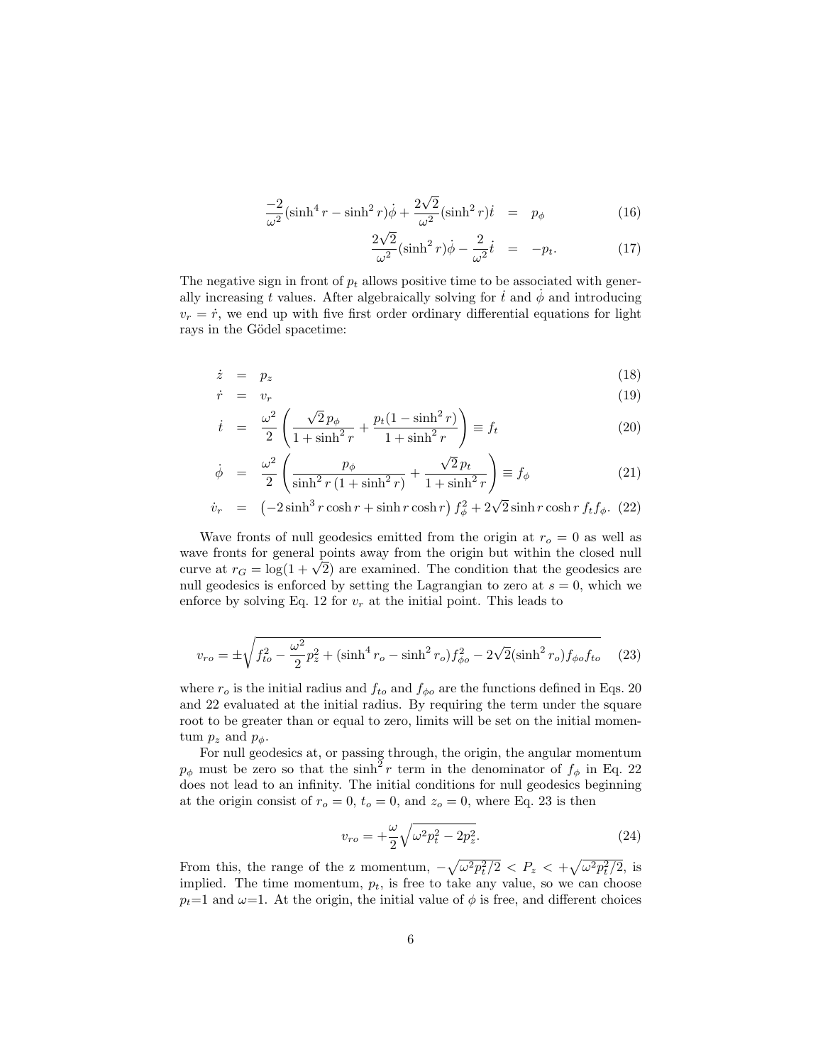$$\frac{-2}{\omega^2}(\sinh^4 r - \sinh^2 r)\dot{\phi} + \frac{2\sqrt{2}}{\omega^2}(\sinh^2 r)\dot{t} = p_\phi \tag{16}$$

$$\frac{2\sqrt{2}}{\omega^2}(\sinh^2 r)\dot{\phi} - \frac{2}{\omega^2}\dot{t} = -p_t. \tag{17}$$

The negative sign in front of $p_t$ allows positive time to be associated with generally increasing $t$ values. After algebraically solving for $\dot{t}$ and $\dot{\phi}$ and introducing $v_r = \dot{r}$, we end up with five first order ordinary differential equations for light rays in the Gödel spacetime:

$$\dot{z} = p_z \tag{18}$$

$$\dot{r} = v_r \tag{19}$$

$$\dot{t} = \frac{\omega^2}{2}\left(\frac{\sqrt{2}\,p_\phi}{1+\sinh^2 r} + \frac{p_t(1-\sinh^2 r)}{1+\sinh^2 r}\right) \equiv f_t \tag{20}$$

$$\dot{\phi} = \frac{\omega^2}{2}\left(\frac{p_\phi}{\sinh^2 r\,(1+\sinh^2 r)} + \frac{\sqrt{2}\,p_t}{1+\sinh^2 r}\right) \equiv f_\phi \tag{21}$$

$$\dot{v}_r = \left(-2\sinh^3 r\cosh r + \sinh r\cosh r\right) f_\phi^2 + 2\sqrt{2}\sinh r\cosh r\, f_t f_\phi. \tag{22}$$

Wave fronts of null geodesics emitted from the origin at $r_o = 0$ as well as wave fronts for general points away from the origin but within the closed null curve at $r_G = \log(1+\sqrt{2})$ are examined. The condition that the geodesics are null geodesics is enforced by setting the Lagrangian to zero at $s = 0$, which we enforce by solving Eq. 12 for $v_r$ at the initial point. This leads to

$$v_{ro} = \pm\sqrt{f_{to}^2 - \frac{\omega^2}{2}p_z^2 + (\sinh^4 r_o - \sinh^2 r_o)f_{\phi o}^2 - 2\sqrt{2}(\sinh^2 r_o)f_{\phi o}f_{to}} \tag{23}$$

where $r_o$ is the initial radius and $f_{to}$ and $f_{\phi o}$ are the functions defined in Eqs. 20 and 22 evaluated at the initial radius. By requiring the term under the square root to be greater than or equal to zero, limits will be set on the initial momentum $p_z$ and $p_\phi$.

For null geodesics at, or passing through, the origin, the angular momentum $p_\phi$ must be zero so that the $\sinh^2 r$ term in the denominator of $f_\phi$ in Eq. 22 does not lead to an infinity. The initial conditions for null geodesics beginning at the origin consist of $r_o = 0$, $t_o = 0$, and $z_o = 0$, where Eq. 23 is then

$$v_{ro} = +\frac{\omega}{2}\sqrt{\omega^2 p_t^2 - 2p_z^2}. \tag{24}$$

From this, the range of the z momentum, $-\sqrt{\omega^2 p_t^2/2} < P_z < +\sqrt{\omega^2 p_t^2/2}$, is implied. The time momentum, $p_t$, is free to take any value, so we can choose $p_t$=1 and $\omega$=1. At the origin, the initial value of $\phi$ is free, and different choices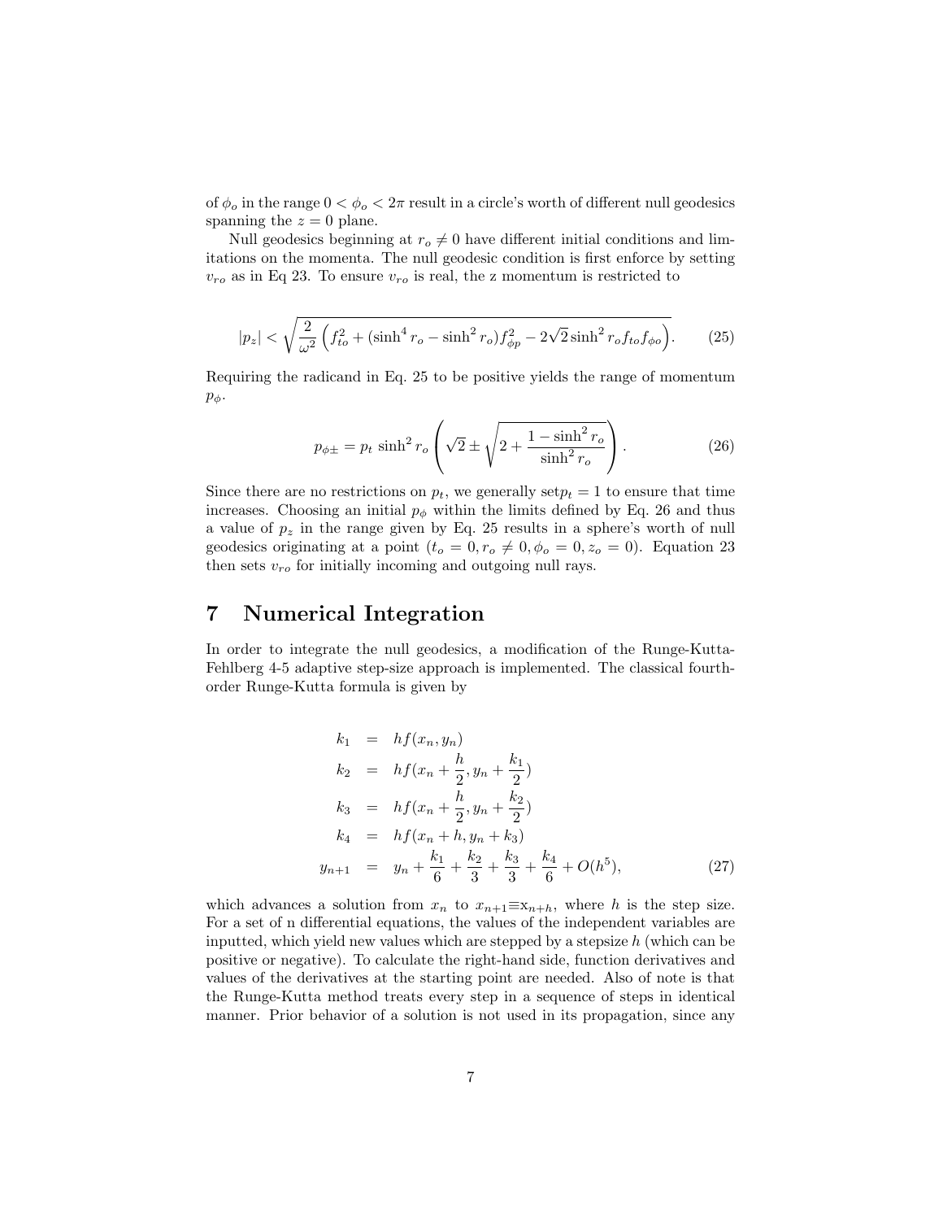of $\phi_o$ in the range $0 < \phi_o < 2\pi$ result in a circle's worth of different null geodesics spanning the $z = 0$ plane.

Null geodesics beginning at $r_o \neq 0$ have different initial conditions and limitations on the momenta. The null geodesic condition is first enforce by setting $v_{ro}$ as in Eq 23. To ensure $v_{ro}$ is real, the z momentum is restricted to

$$|p_z| < \sqrt{\frac{2}{\omega^2}\left(f_{to}^2 + (\sinh^4 r_o - \sinh^2 r_o)f_{\phi p}^2 - 2\sqrt{2}\sinh^2 r_o f_{to} f_{\phi o}\right)}. \tag{25}$$

Requiring the radicand in Eq. 25 to be positive yields the range of momentum $p_\phi$.

$$p_{\phi\pm} = p_t \sinh^2 r_o \left(\sqrt{2} \pm \sqrt{2 + \frac{1 - \sinh^2 r_o}{\sinh^2 r_o}}\right). \tag{26}$$

Since there are no restrictions on $p_t$, we generally set$p_t = 1$ to ensure that time increases. Choosing an initial $p_\phi$ within the limits defined by Eq. 26 and thus a value of $p_z$ in the range given by Eq. 25 results in a sphere's worth of null geodesics originating at a point $(t_o = 0, r_o \neq 0, \phi_o = 0, z_o = 0)$. Equation 23 then sets $v_{ro}$ for initially incoming and outgoing null rays.

# 7 Numerical Integration

In order to integrate the null geodesics, a modification of the Runge-Kutta-Fehlberg 4-5 adaptive step-size approach is implemented. The classical fourth-order Runge-Kutta formula is given by

$$\begin{aligned}
k_1 &= hf(x_n, y_n) \\
k_2 &= hf(x_n + \frac{h}{2}, y_n + \frac{k_1}{2}) \\
k_3 &= hf(x_n + \frac{h}{2}, y_n + \frac{k_2}{2}) \\
k_4 &= hf(x_n + h, y_n + k_3) \\
y_{n+1} &= y_n + \frac{k_1}{6} + \frac{k_2}{3} + \frac{k_3}{3} + \frac{k_4}{6} + O(h^5),
\end{aligned} \tag{27}$$

which advances a solution from $x_n$ to $x_{n+1} \equiv x_{n+h}$, where $h$ is the step size. For a set of n differential equations, the values of the independent variables are inputted, which yield new values which are stepped by a stepsize $h$ (which can be positive or negative). To calculate the right-hand side, function derivatives and values of the derivatives at the starting point are needed. Also of note is that the Runge-Kutta method treats every step in a sequence of steps in identical manner. Prior behavior of a solution is not used in its propagation, since any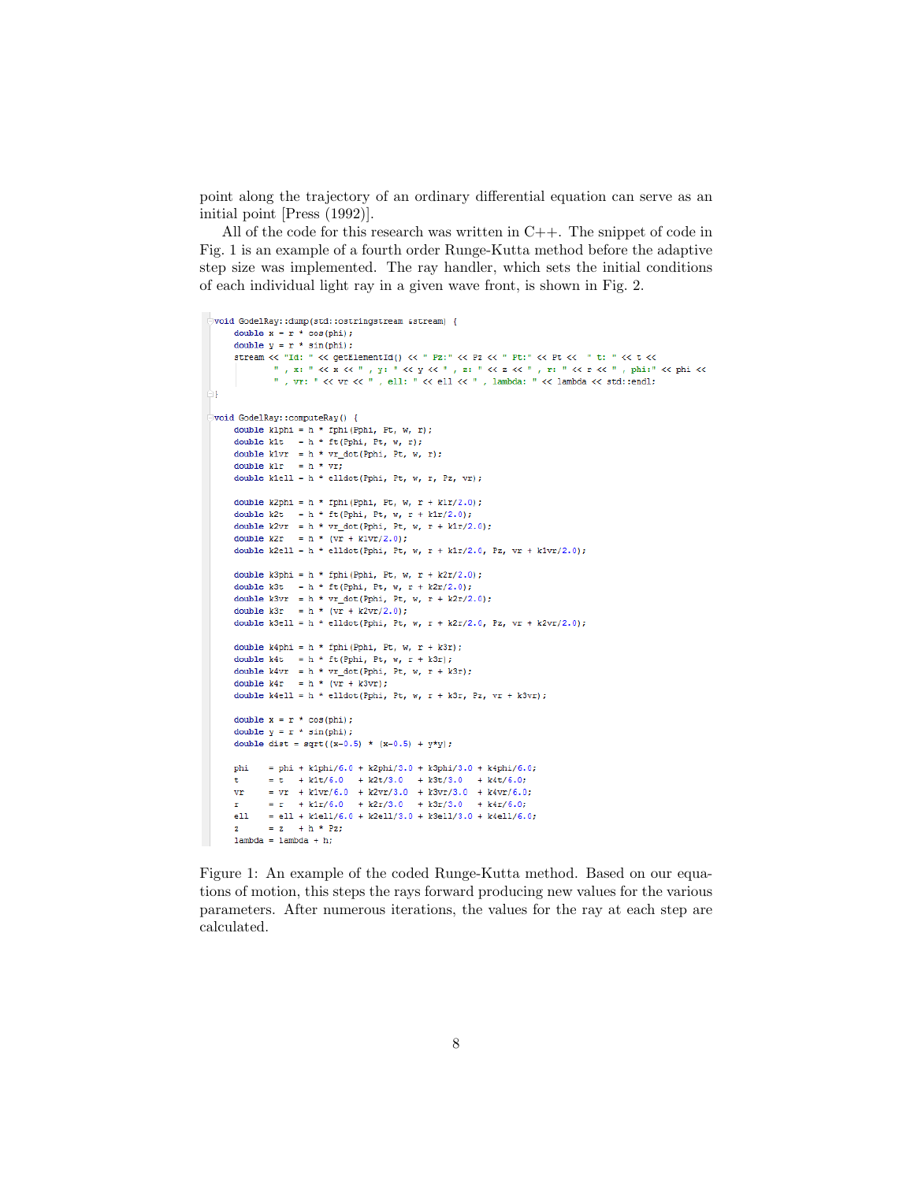point along the trajectory of an ordinary differential equation can serve as an initial point [Press (1992)].

All of the code for this research was written in C++. The snippet of code in Fig. 1 is an example of a fourth order Runge-Kutta method before the adaptive step size was implemented. The ray handler, which sets the initial conditions of each individual light ray in a given wave front, is shown in Fig. 2.

```
void GodelRay::dump(std::ostringstream &stream) {
    double x = r * cos(phi);
    double y = r * sin(phi);
    stream << "Id: " << getElementId() << " Pz:" << Pz << " Pt:" << Pt << " t: " << t <<
           " , x: " << x << " , y: " << y << " , z: " << z << " , r: " << r << " , phi:" << phi <<
           " , vr: " << vr << " , ell: " << ell << " , lambda: " << lambda << std::endl;
}

void GodelRay::computeRay() {
    double k1phi = h * fphi(Pphi, Pt, w, r);
    double k1t   = h * ft(Pphi, Pt, w, r);
    double k1vr  = h * vr_dot(Pphi, Pt, w, r);
    double k1r   = h * vr;
    double k1ell = h * elldot(Pphi, Pt, w, r, Pz, vr);

    double k2phi = h * fphi(Pphi, Pt, w, r + k1r/2.0);
    double k2t   = h * ft(Pphi, Pt, w, r + k1r/2.0);
    double k2vr  = h * vr_dot(Pphi, Pt, w, r + k1r/2.0);
    double k2r   = h * (vr + k1vr/2.0);
    double k2ell = h * elldot(Pphi, Pt, w, r + k1r/2.0, Pz, vr + k1vr/2.0);

    double k3phi = h * fphi(Pphi, Pt, w, r + k2r/2.0);
    double k3t   = h * ft(Pphi, Pt, w, r + k2r/2.0);
    double k3vr  = h * vr_dot(Pphi, Pt, w, r + k2r/2.0);
    double k3r   = h * (vr + k2vr/2.0);
    double k3ell = h * elldot(Pphi, Pt, w, r + k2r/2.0, Pz, vr + k2vr/2.0);

    double k4phi = h * fphi(Pphi, Pt, w, r + k3r);
    double k4t   = h * ft(Pphi, Pt, w, r + k3r);
    double k4vr  = h * vr_dot(Pphi, Pt, w, r + k3r);
    double k4r   = h * (vr + k3vr);
    double k4ell = h * elldot(Pphi, Pt, w, r + k3r, Pz, vr + k3vr);

    double x = r * cos(phi);
    double y = r * sin(phi);
    double dist = sqrt((x-0.5) * (x-0.5) + y*y);

    phi    = phi + k1phi/6.0 + k2phi/3.0 + k3phi/3.0 + k4phi/6.0;
    t      = t   + k1t/6.0   + k2t/3.0   + k3t/3.0   + k4t/6.0;
    vr     = vr  + k1vr/6.0  + k2vr/3.0  + k3vr/3.0  + k4vr/6.0;
    r      = r   + k1r/6.0   + k2r/3.0   + k3r/3.0   + k4r/6.0;
    ell    = ell + k1ell/6.0 + k2ell/3.0 + k3ell/3.0 + k4ell/6.0;
    z      = z   + h * Pz;
    lambda = lambda + h;
```

Figure 1: An example of the coded Runge-Kutta method. Based on our equations of motion, this steps the rays forward producing new values for the various parameters. After numerous iterations, the values for the ray at each step are calculated.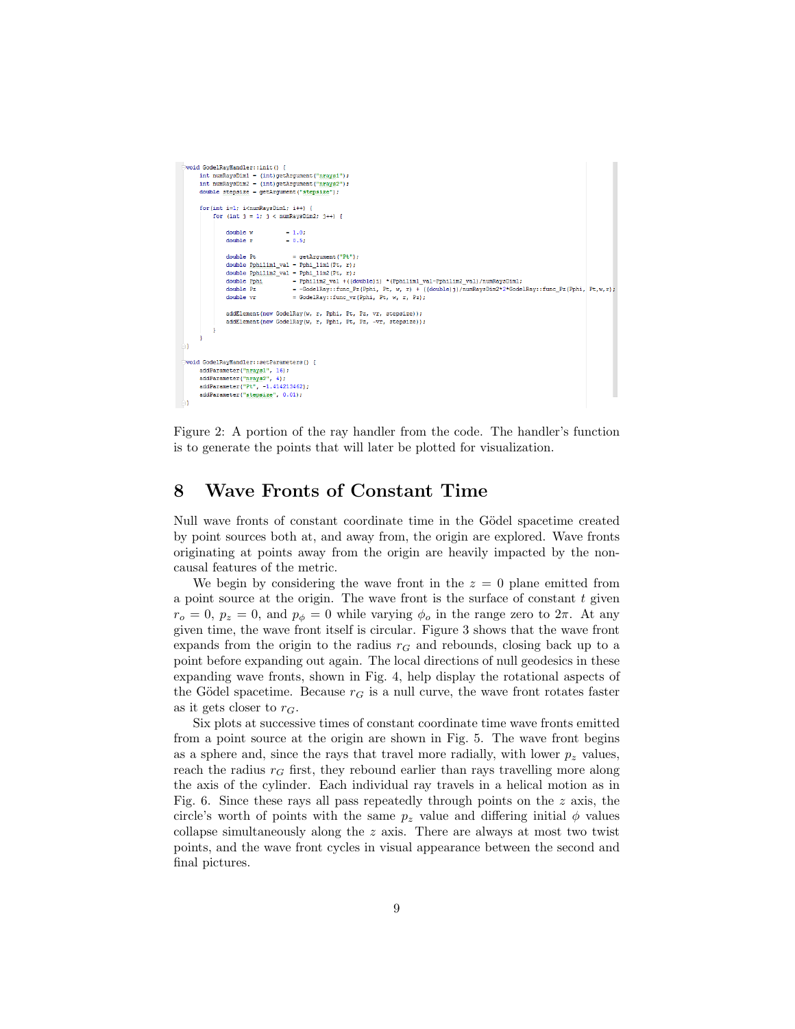```
void GodelRayHandler::init() {
    int numRaysDim1 = (int)getArgument("nrays1");
    int numRaysDim2 = (int)getArgument("nrays2");
    double stepsize = getArgument("stepsize");

    for(int i=1; i<numRaysDim1; i++) {
        for (int j = 1; j < numRaysDim2; j++) {

            double w         = 1.0;
            double r         = 0.5;

            double Pt          = getArgument("Pt");
            double Pphilim1_val = Pphi_lim1(Pt, r);
            double Pphilim2_val = Pphi_lim2(Pt, r);
            double Pphi        = Pphilim2_val +((double)i) *(Pphilim1_val-Pphilim2_val)/numRaysDim1;
            double Pz          = -GodelRay::func_Pz(Pphi, Pt, w, r) + ((double)j)/numRaysDim2*2*GodelRay::func_Pz(Pphi, Pt,w,r);
            double vr          = GodelRay::func_vr(Pphi, Pt, w, r, Pz);

            addElement(new GodelRay(w, r, Pphi, Pt, Pz, vr, stepsize));
            addElement(new GodelRay(w, r, Pphi, Pt, Pz, -vr, stepsize));
        }
    }
}

void GodelRayHandler::setParameters() {
    addParameter("nrays1", 16);
    addParameter("nrays2", 4);
    addParameter("Pt", -1.414213462);
    addParameter("stepsize", 0.01);
}
```

Figure 2: A portion of the ray handler from the code. The handler's function is to generate the points that will later be plotted for visualization.

## 8 Wave Fronts of Constant Time

Null wave fronts of constant coordinate time in the Gödel spacetime created by point sources both at, and away from, the origin are explored. Wave fronts originating at points away from the origin are heavily impacted by the non-causal features of the metric.

We begin by considering the wave front in the $z = 0$ plane emitted from a point source at the origin. The wave front is the surface of constant $t$ given $r_o = 0$, $p_z = 0$, and $p_\phi = 0$ while varying $\phi_o$ in the range zero to $2\pi$. At any given time, the wave front itself is circular. Figure 3 shows that the wave front expands from the origin to the radius $r_G$ and rebounds, closing back up to a point before expanding out again. The local directions of null geodesics in these expanding wave fronts, shown in Fig. 4, help display the rotational aspects of the Gödel spacetime. Because $r_G$ is a null curve, the wave front rotates faster as it gets closer to $r_G$.

Six plots at successive times of constant coordinate time wave fronts emitted from a point source at the origin are shown in Fig. 5. The wave front begins as a sphere and, since the rays that travel more radially, with lower $p_z$ values, reach the radius $r_G$ first, they rebound earlier than rays travelling more along the axis of the cylinder. Each individual ray travels in a helical motion as in Fig. 6. Since these rays all pass repeatedly through points on the $z$ axis, the circle's worth of points with the same $p_z$ value and differing initial $\phi$ values collapse simultaneously along the $z$ axis. There are always at most two twist points, and the wave front cycles in visual appearance between the second and final pictures.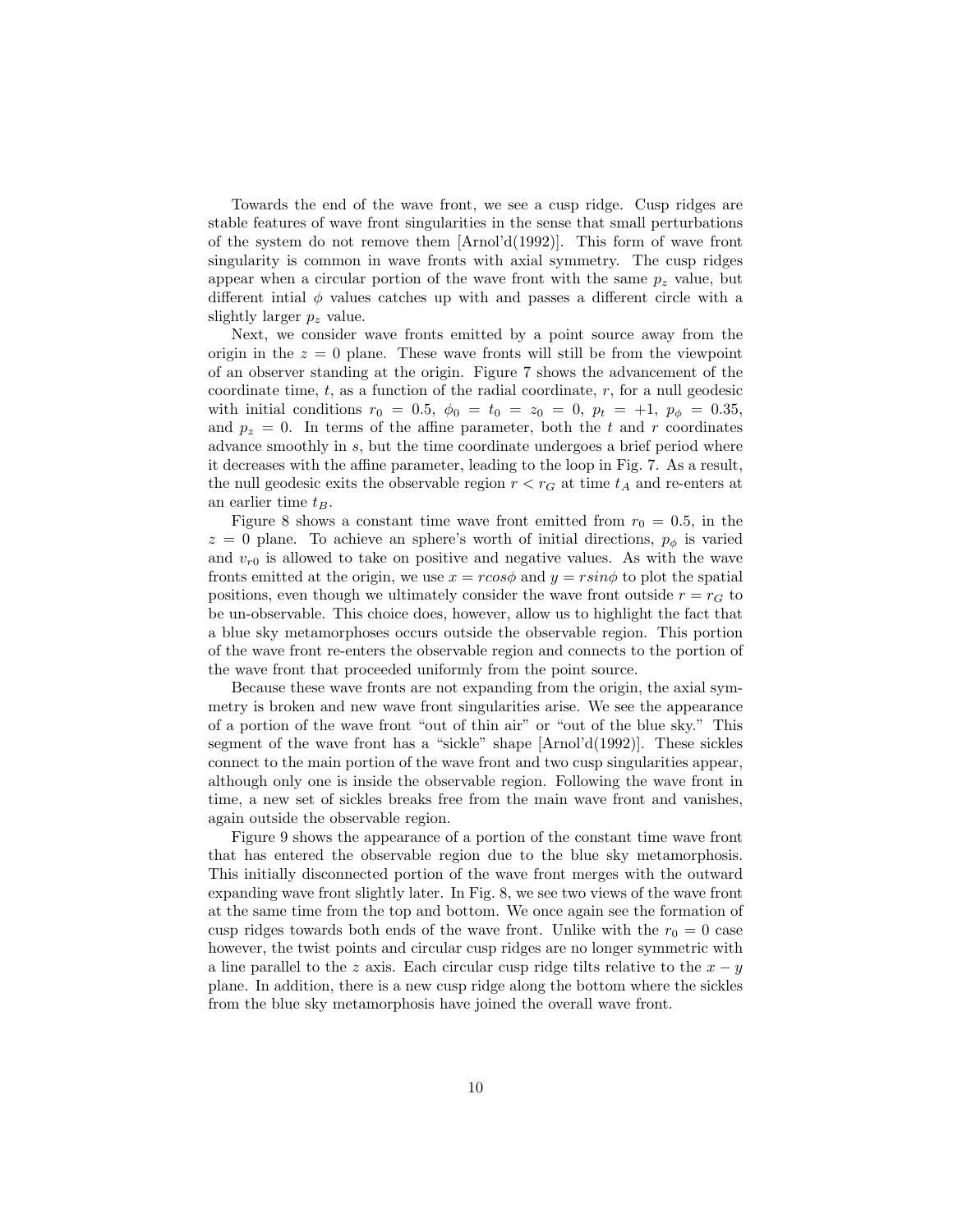Towards the end of the wave front, we see a cusp ridge. Cusp ridges are stable features of wave front singularities in the sense that small perturbations of the system do not remove them [Arnol'd(1992)]. This form of wave front singularity is common in wave fronts with axial symmetry. The cusp ridges appear when a circular portion of the wave front with the same $p_z$ value, but different intial $\phi$ values catches up with and passes a different circle with a slightly larger $p_z$ value.

Next, we consider wave fronts emitted by a point source away from the origin in the $z = 0$ plane. These wave fronts will still be from the viewpoint of an observer standing at the origin. Figure 7 shows the advancement of the coordinate time, $t$, as a function of the radial coordinate, $r$, for a null geodesic with initial conditions $r_0 = 0.5$, $\phi_0 = t_0 = z_0 = 0$, $p_t = +1$, $p_\phi = 0.35$, and $p_z = 0$. In terms of the affine parameter, both the $t$ and $r$ coordinates advance smoothly in $s$, but the time coordinate undergoes a brief period where it decreases with the affine parameter, leading to the loop in Fig. 7. As a result, the null geodesic exits the observable region $r < r_G$ at time $t_A$ and re-enters at an earlier time $t_B$.

Figure 8 shows a constant time wave front emitted from $r_0 = 0.5$, in the $z = 0$ plane. To achieve an sphere's worth of initial directions, $p_\phi$ is varied and $v_{r0}$ is allowed to take on positive and negative values. As with the wave fronts emitted at the origin, we use $x = r cos\phi$ and $y = r sin\phi$ to plot the spatial positions, even though we ultimately consider the wave front outside $r = r_G$ to be un-observable. This choice does, however, allow us to highlight the fact that a blue sky metamorphoses occurs outside the observable region. This portion of the wave front re-enters the observable region and connects to the portion of the wave front that proceeded uniformly from the point source.

Because these wave fronts are not expanding from the origin, the axial symmetry is broken and new wave front singularities arise. We see the appearance of a portion of the wave front "out of thin air" or "out of the blue sky." This segment of the wave front has a "sickle" shape [Arnol'd(1992)]. These sickles connect to the main portion of the wave front and two cusp singularities appear, although only one is inside the observable region. Following the wave front in time, a new set of sickles breaks free from the main wave front and vanishes, again outside the observable region.

Figure 9 shows the appearance of a portion of the constant time wave front that has entered the observable region due to the blue sky metamorphosis. This initially disconnected portion of the wave front merges with the outward expanding wave front slightly later. In Fig. 8, we see two views of the wave front at the same time from the top and bottom. We once again see the formation of cusp ridges towards both ends of the wave front. Unlike with the $r_0 = 0$ case however, the twist points and circular cusp ridges are no longer symmetric with a line parallel to the $z$ axis. Each circular cusp ridge tilts relative to the $x - y$ plane. In addition, there is a new cusp ridge along the bottom where the sickles from the blue sky metamorphosis have joined the overall wave front.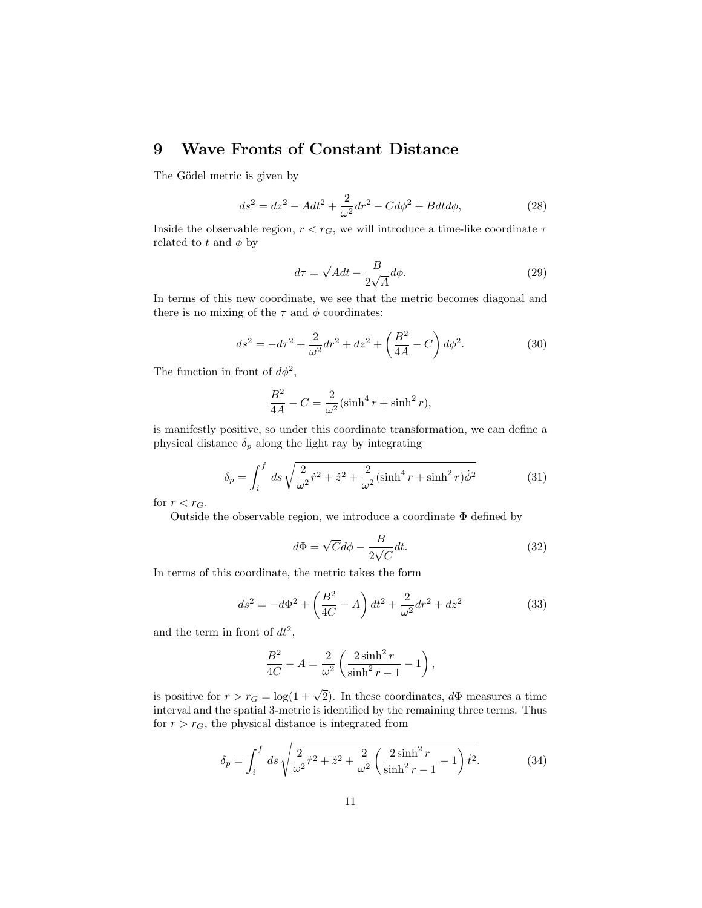## 9 Wave Fronts of Constant Distance

The Gödel metric is given by

$$ds^2 = dz^2 - Adt^2 + \frac{2}{\omega^2}dr^2 - Cd\phi^2 + Bdtd\phi, \tag{28}$$

Inside the observable region, $r < r_G$, we will introduce a time-like coordinate $\tau$ related to $t$ and $\phi$ by

$$d\tau = \sqrt{A}dt - \frac{B}{2\sqrt{A}}d\phi. \tag{29}$$

In terms of this new coordinate, we see that the metric becomes diagonal and there is no mixing of the $\tau$ and $\phi$ coordinates:

$$ds^2 = -d\tau^2 + \frac{2}{\omega^2}dr^2 + dz^2 + \left(\frac{B^2}{4A} - C\right)d\phi^2. \tag{30}$$

The function in front of $d\phi^2$,

$$\frac{B^2}{4A} - C = \frac{2}{\omega^2}(\sinh^4 r + \sinh^2 r),$$

is manifestly positive, so under this coordinate transformation, we can define a physical distance $\delta_p$ along the light ray by integrating

$$\delta_p = \int_i^f ds\sqrt{\frac{2}{\omega^2}\dot{r}^2 + \dot{z}^2 + \frac{2}{\omega^2}(\sinh^4 r + \sinh^2 r)\dot{\phi}^2} \tag{31}$$

for $r < r_G$.

Outside the observable region, we introduce a coordinate $\Phi$ defined by

$$d\Phi = \sqrt{C}d\phi - \frac{B}{2\sqrt{C}}dt. \tag{32}$$

In terms of this coordinate, the metric takes the form

$$ds^2 = -d\Phi^2 + \left(\frac{B^2}{4C} - A\right)dt^2 + \frac{2}{\omega^2}dr^2 + dz^2 \tag{33}$$

and the term in front of $dt^2$,

$$\frac{B^2}{4C} - A = \frac{2}{\omega^2}\left(\frac{2\sinh^2 r}{\sinh^2 r - 1} - 1\right),$$

is positive for $r > r_G = \log(1 + \sqrt{2})$. In these coordinates, $d\Phi$ measures a time interval and the spatial 3-metric is identified by the remaining three terms. Thus for $r > r_G$, the physical distance is integrated from

$$\delta_p = \int_i^f ds\sqrt{\frac{2}{\omega^2}\dot{r}^2 + \dot{z}^2 + \frac{2}{\omega^2}\left(\frac{2\sinh^2 r}{\sinh^2 r - 1} - 1\right)\dot{t}^2}. \tag{34}$$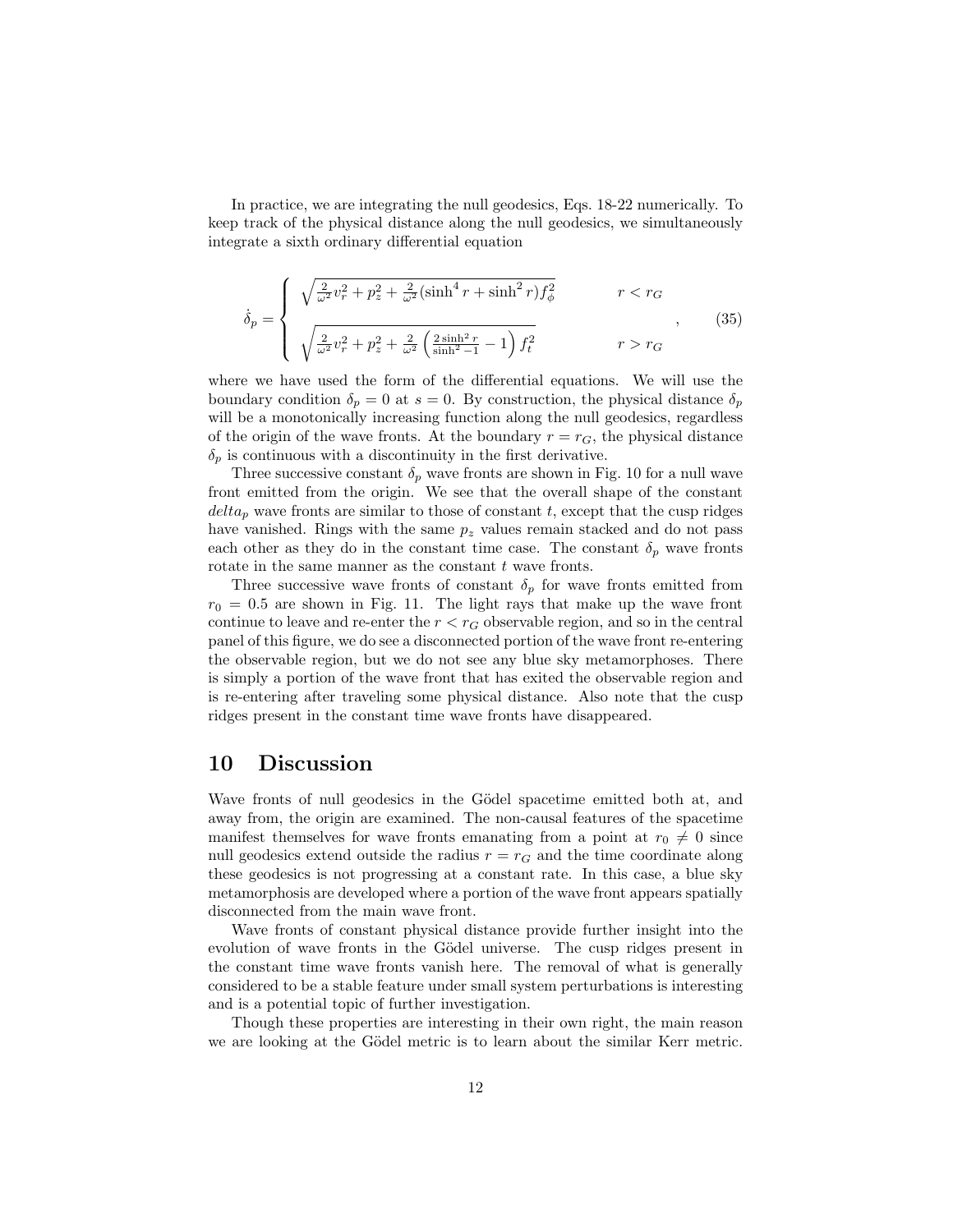In practice, we are integrating the null geodesics, Eqs. 18-22 numerically. To keep track of the physical distance along the null geodesics, we simultaneously integrate a sixth ordinary differential equation

$$
\dot{\delta}_p = \begin{cases} \sqrt{\frac{2}{\omega^2} v_r^2 + p_z^2 + \frac{2}{\omega^2} (\sinh^4 r + \sinh^2 r) f_\phi^2} & r < r_G \\ \\ \sqrt{\frac{2}{\omega^2} v_r^2 + p_z^2 + \frac{2}{\omega^2} \left( \frac{2 \sinh^2 r}{\sinh^2 -1} - 1 \right) f_t^2} & r > r_G \end{cases} , \qquad (35)
$$

where we have used the form of the differential equations. We will use the boundary condition $\delta_p = 0$ at $s = 0$. By construction, the physical distance $\delta_p$ will be a monotonically increasing function along the null geodesics, regardless of the origin of the wave fronts. At the boundary $r = r_G$, the physical distance $\delta_p$ is continuous with a discontinuity in the first derivative.

Three successive constant $\delta_p$ wave fronts are shown in Fig. 10 for a null wave front emitted from the origin. We see that the overall shape of the constant $delta_p$ wave fronts are similar to those of constant $t$, except that the cusp ridges have vanished. Rings with the same $p_z$ values remain stacked and do not pass each other as they do in the constant time case. The constant $\delta_p$ wave fronts rotate in the same manner as the constant $t$ wave fronts.

Three successive wave fronts of constant $\delta_p$ for wave fronts emitted from $r_0 = 0.5$ are shown in Fig. 11. The light rays that make up the wave front continue to leave and re-enter the $r < r_G$ observable region, and so in the central panel of this figure, we do see a disconnected portion of the wave front re-entering the observable region, but we do not see any blue sky metamorphoses. There is simply a portion of the wave front that has exited the observable region and is re-entering after traveling some physical distance. Also note that the cusp ridges present in the constant time wave fronts have disappeared.

## 10 Discussion

Wave fronts of null geodesics in the Gödel spacetime emitted both at, and away from, the origin are examined. The non-causal features of the spacetime manifest themselves for wave fronts emanating from a point at $r_0 \neq 0$ since null geodesics extend outside the radius $r = r_G$ and the time coordinate along these geodesics is not progressing at a constant rate. In this case, a blue sky metamorphosis are developed where a portion of the wave front appears spatially disconnected from the main wave front.

Wave fronts of constant physical distance provide further insight into the evolution of wave fronts in the Gödel universe. The cusp ridges present in the constant time wave fronts vanish here. The removal of what is generally considered to be a stable feature under small system perturbations is interesting and is a potential topic of further investigation.

Though these properties are interesting in their own right, the main reason we are looking at the Gödel metric is to learn about the similar Kerr metric.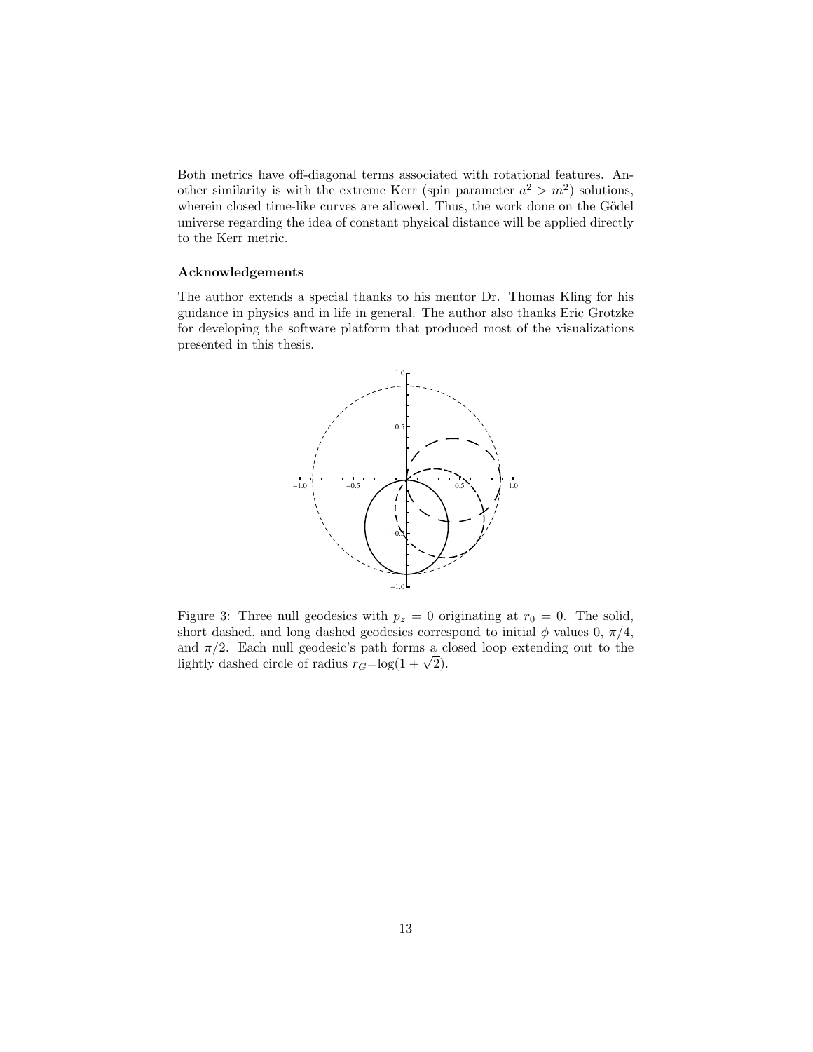Both metrics have off-diagonal terms associated with rotational features. Another similarity is with the extreme Kerr (spin parameter $a^2 > m^2$) solutions, wherein closed time-like curves are allowed. Thus, the work done on the Gödel universe regarding the idea of constant physical distance will be applied directly to the Kerr metric.

### Acknowledgements

The author extends a special thanks to his mentor Dr. Thomas Kling for his guidance in physics and in life in general. The author also thanks Eric Grotzke for developing the software platform that produced most of the visualizations presented in this thesis.

Figure 3: Three null geodesics with $p_z = 0$ originating at $r_0 = 0$. The solid, short dashed, and long dashed geodesics correspond to initial $\phi$ values 0, $\pi/4$, and $\pi/2$. Each null geodesic's path forms a closed loop extending out to the lightly dashed circle of radius $r_G$=log$(1 + \sqrt{2})$.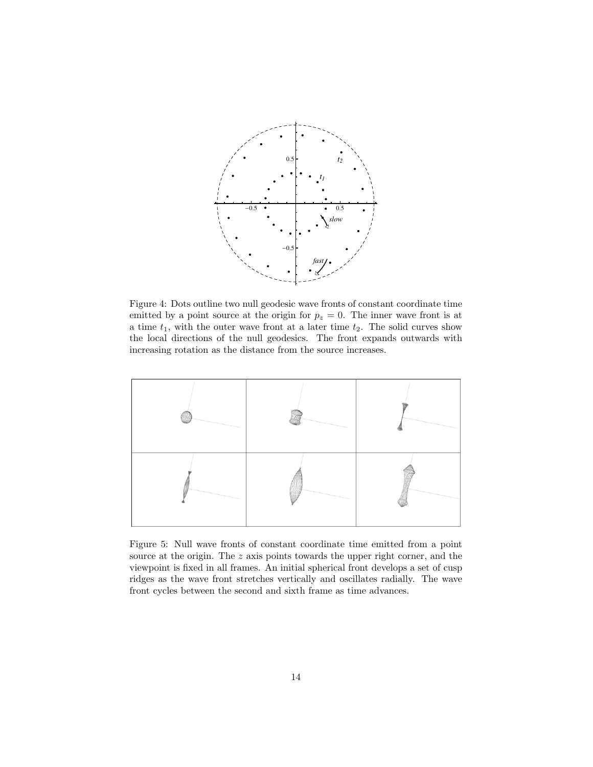Figure 4: Dots outline two null geodesic wave fronts of constant coordinate time emitted by a point source at the origin for $p_z = 0$. The inner wave front is at a time $t_1$, with the outer wave front at a later time $t_2$. The solid curves show the local directions of the null geodesics. The front expands outwards with increasing rotation as the distance from the source increases.

Figure 5: Null wave fronts of constant coordinate time emitted from a point source at the origin. The $z$ axis points towards the upper right corner, and the viewpoint is fixed in all frames. An initial spherical front develops a set of cusp ridges as the wave front stretches vertically and oscillates radially. The wave front cycles between the second and sixth frame as time advances.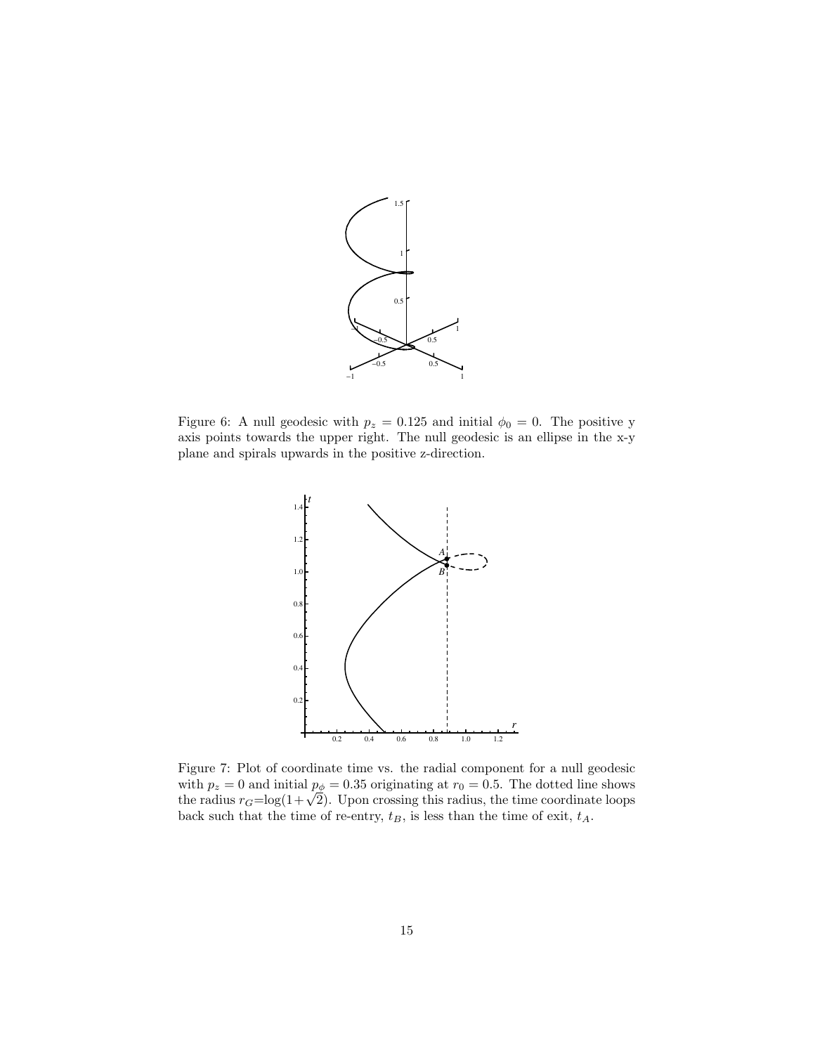Figure 6: A null geodesic with $p_z = 0.125$ and initial $\phi_0 = 0$. The positive y axis points towards the upper right. The null geodesic is an ellipse in the x-y plane and spirals upwards in the positive z-direction.

Figure 7: Plot of coordinate time vs. the radial component for a null geodesic with $p_z = 0$ and initial $p_\phi = 0.35$ originating at $r_0 = 0.5$. The dotted line shows the radius $r_G$=log$(1+\sqrt{2})$. Upon crossing this radius, the time coordinate loops back such that the time of re-entry, $t_B$, is less than the time of exit, $t_A$.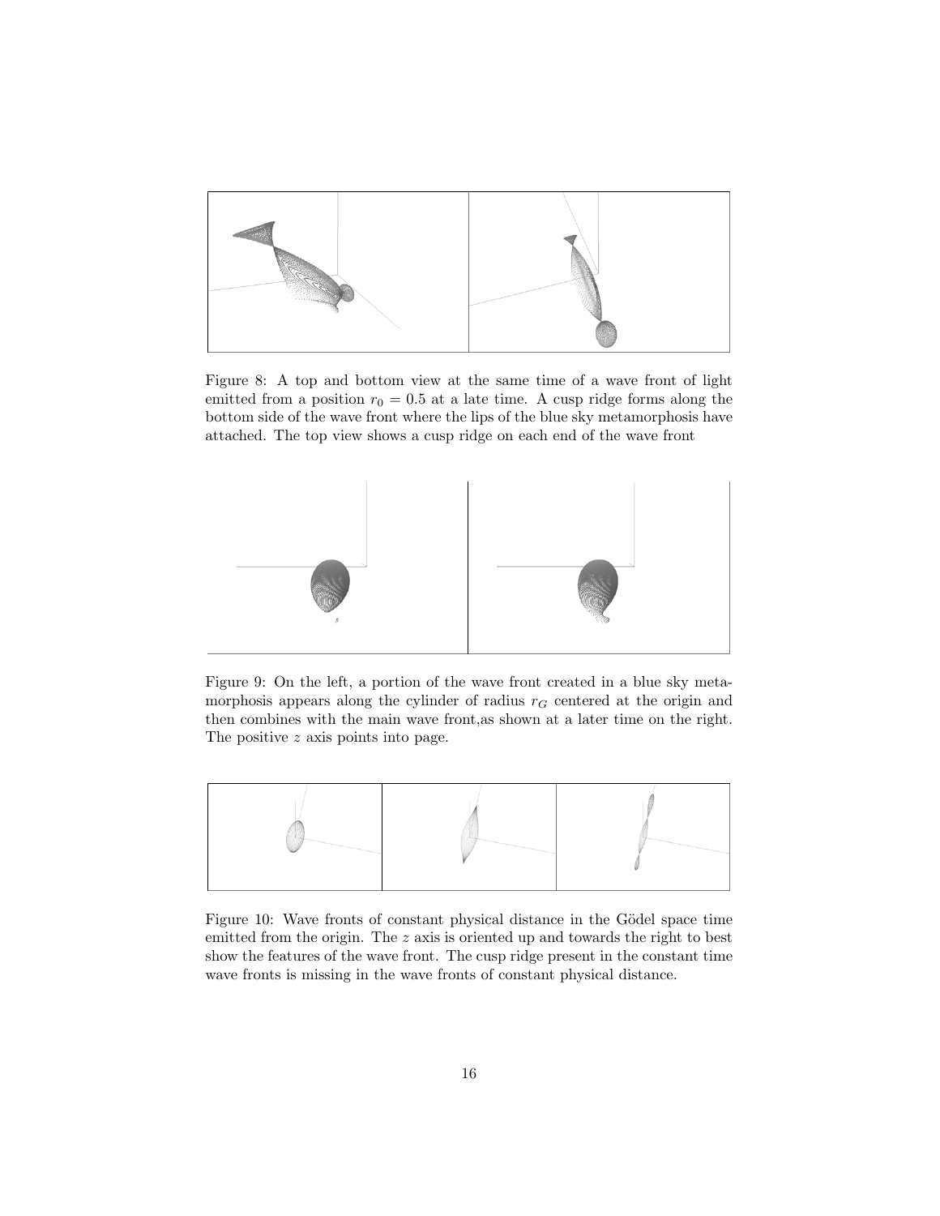Figure 8: A top and bottom view at the same time of a wave front of light emitted from a position $r_0 = 0.5$ at a late time. A cusp ridge forms along the bottom side of the wave front where the lips of the blue sky metamorphosis have attached. The top view shows a cusp ridge on each end of the wave front

Figure 9: On the left, a portion of the wave front created in a blue sky metamorphosis appears along the cylinder of radius $r_G$ centered at the origin and then combines with the main wave front,as shown at a later time on the right. The positive $z$ axis points into page.

Figure 10: Wave fronts of constant physical distance in the Gödel space time emitted from the origin. The $z$ axis is oriented up and towards the right to best show the features of the wave front. The cusp ridge present in the constant time wave fronts is missing in the wave fronts of constant physical distance.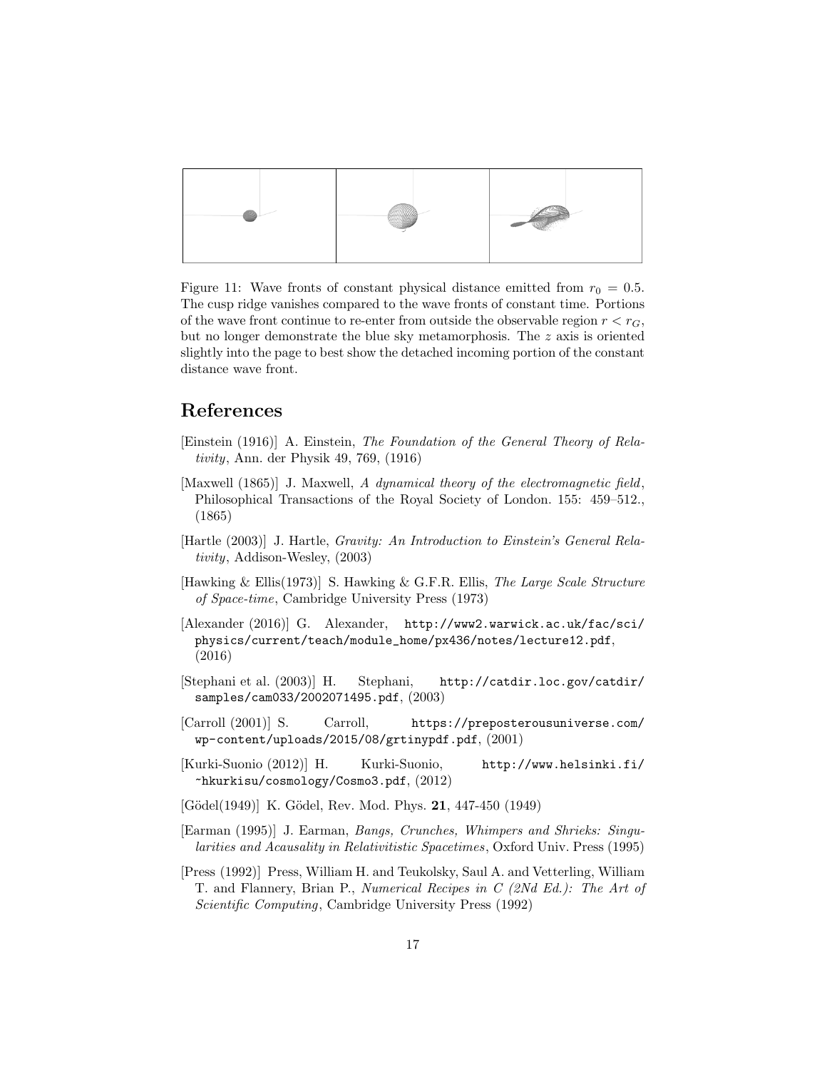Figure 11: Wave fronts of constant physical distance emitted from $r_0 = 0.5$. The cusp ridge vanishes compared to the wave fronts of constant time. Portions of the wave front continue to re-enter from outside the observable region $r < r_G$, but no longer demonstrate the blue sky metamorphosis. The $z$ axis is oriented slightly into the page to best show the detached incoming portion of the constant distance wave front.

## References

[Einstein (1916)] A. Einstein, *The Foundation of the General Theory of Relativity*, Ann. der Physik 49, 769, (1916)

[Maxwell (1865)] J. Maxwell, *A dynamical theory of the electromagnetic field*, Philosophical Transactions of the Royal Society of London. 155: 459–512., (1865)

[Hartle (2003)] J. Hartle, *Gravity: An Introduction to Einstein's General Relativity*, Addison-Wesley, (2003)

[Hawking & Ellis(1973)] S. Hawking & G.F.R. Ellis, *The Large Scale Structure of Space-time*, Cambridge University Press (1973)

[Alexander (2016)] G. Alexander, `http://www2.warwick.ac.uk/fac/sci/physics/current/teach/module_home/px436/notes/lecture12.pdf`, (2016)

[Stephani et al. (2003)] H. Stephani, `http://catdir.loc.gov/catdir/samples/cam033/2002071495.pdf`, (2003)

[Carroll (2001)] S. Carroll, `https://preposterousuniverse.com/wp-content/uploads/2015/08/grtinypdf.pdf`, (2001)

[Kurki-Suonio (2012)] H. Kurki-Suonio, `http://www.helsinki.fi/~hkurkisu/cosmology/Cosmo3.pdf`, (2012)

[Gödel(1949)] K. Gödel, Rev. Mod. Phys. **21**, 447-450 (1949)

[Earman (1995)] J. Earman, *Bangs, Crunches, Whimpers and Shrieks: Singularities and Acausality in Relativitistic Spacetimes*, Oxford Univ. Press (1995)

[Press (1992)] Press, William H. and Teukolsky, Saul A. and Vetterling, William T. and Flannery, Brian P., *Numerical Recipes in C (2Nd Ed.): The Art of Scientific Computing*, Cambridge University Press (1992)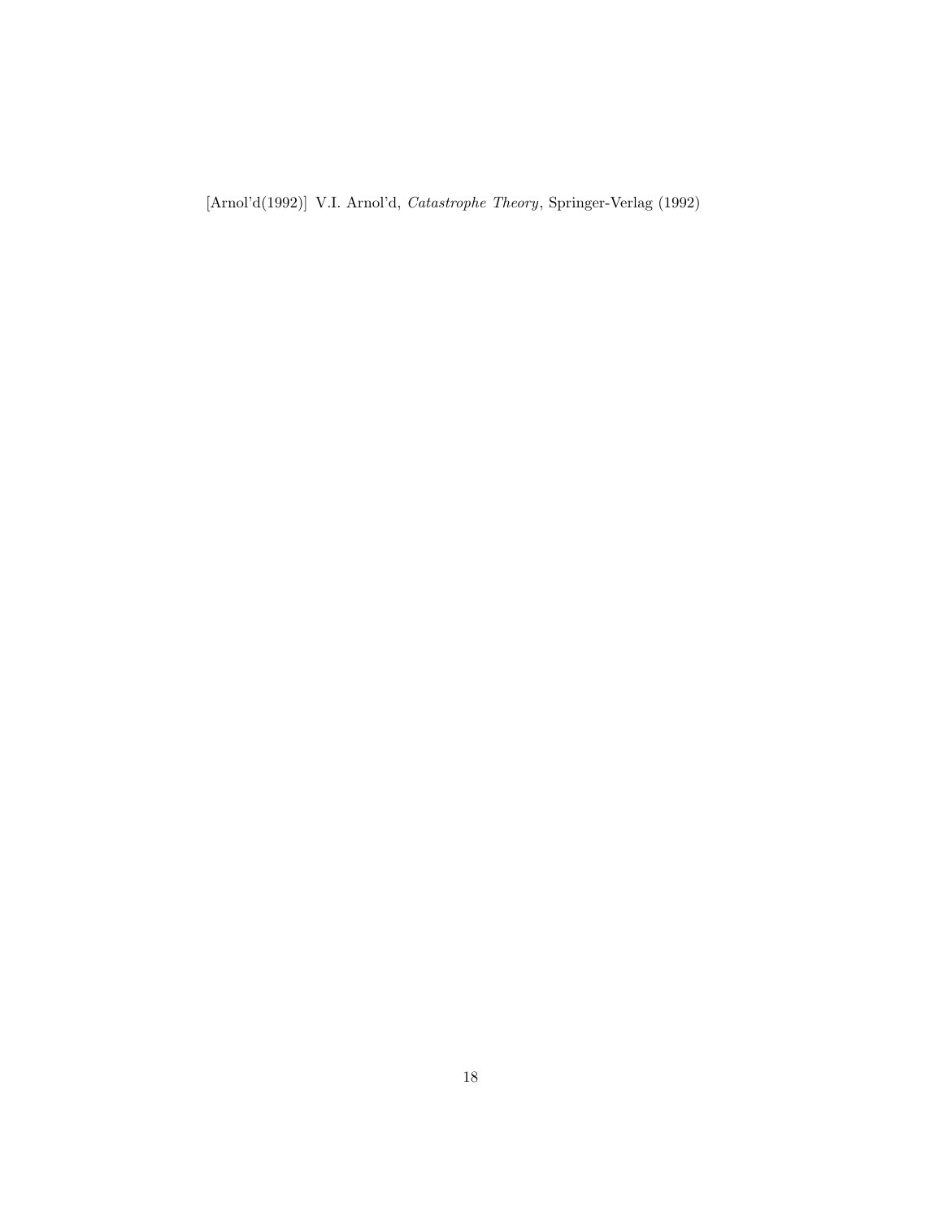[Arnol'd(1992)] V.I. Arnol'd, *Catastrophe Theory*, Springer-Verlag (1992)